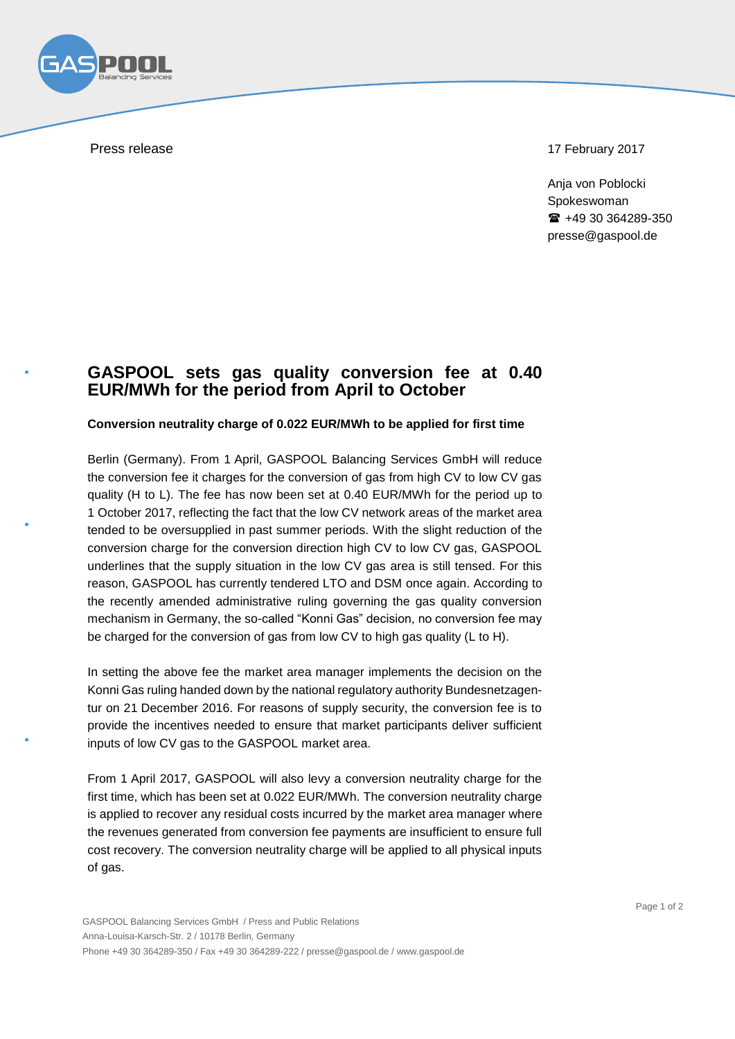Press release

17 February 2017

Anja von Poblocki
Spokeswoman
☎ +49 30 364289-350
presse@gaspool.de

# GASPOOL sets gas quality conversion fee at 0.40 EUR/MWh for the period from April to October

**Conversion neutrality charge of 0.022 EUR/MWh to be applied for first time**

Berlin (Germany). From 1 April, GASPOOL Balancing Services GmbH will reduce the conversion fee it charges for the conversion of gas from high CV to low CV gas quality (H to L). The fee has now been set at 0.40 EUR/MWh for the period up to 1 October 2017, reflecting the fact that the low CV network areas of the market area tended to be oversupplied in past summer periods. With the slight reduction of the conversion charge for the conversion direction high CV to low CV gas, GASPOOL underlines that the supply situation in the low CV gas area is still tensed. For this reason, GASPOOL has currently tendered LTO and DSM once again. According to the recently amended administrative ruling governing the gas quality conversion mechanism in Germany, the so-called "Konni Gas" decision, no conversion fee may be charged for the conversion of gas from low CV to high gas quality (L to H).

In setting the above fee the market area manager implements the decision on the Konni Gas ruling handed down by the national regulatory authority Bundesnetzagentur on 21 December 2016. For reasons of supply security, the conversion fee is to provide the incentives needed to ensure that market participants deliver sufficient inputs of low CV gas to the GASPOOL market area.

From 1 April 2017, GASPOOL will also levy a conversion neutrality charge for the first time, which has been set at 0.022 EUR/MWh. The conversion neutrality charge is applied to recover any residual costs incurred by the market area manager where the revenues generated from conversion fee payments are insufficient to ensure full cost recovery. The conversion neutrality charge will be applied to all physical inputs of gas.

GASPOOL Balancing Services GmbH / Press and Public Relations
Anna-Louisa-Karsch-Str. 2 / 10178 Berlin, Germany
Phone +49 30 364289-350 / Fax +49 30 364289-222 / presse@gaspool.de / www.gaspool.de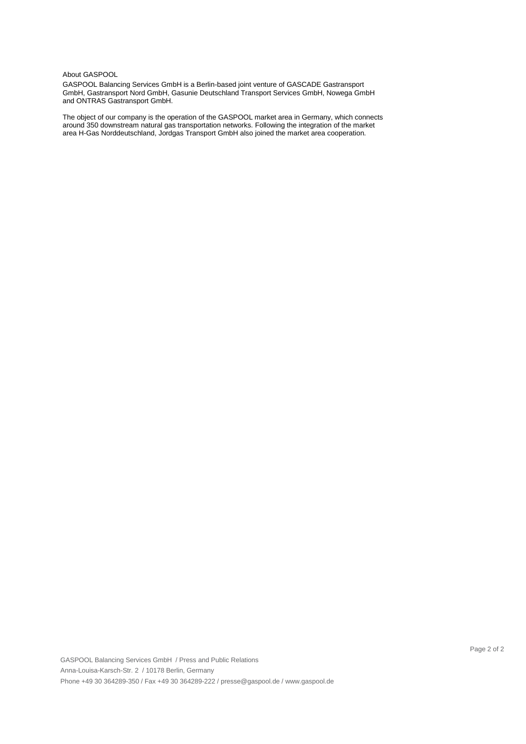About GASPOOL

GASPOOL Balancing Services GmbH is a Berlin-based joint venture of GASCADE Gastransport GmbH, Gastransport Nord GmbH, Gasunie Deutschland Transport Services GmbH, Nowega GmbH and ONTRAS Gastransport GmbH.

The object of our company is the operation of the GASPOOL market area in Germany, which connects around 350 downstream natural gas transportation networks. Following the integration of the market area H-Gas Norddeutschland, Jordgas Transport GmbH also joined the market area cooperation.

GASPOOL Balancing Services GmbH / Press and Public Relations
Anna-Louisa-Karsch-Str. 2 / 10178 Berlin, Germany
Phone +49 30 364289-350 / Fax +49 30 364289-222 / presse@gaspool.de / www.gaspool.de